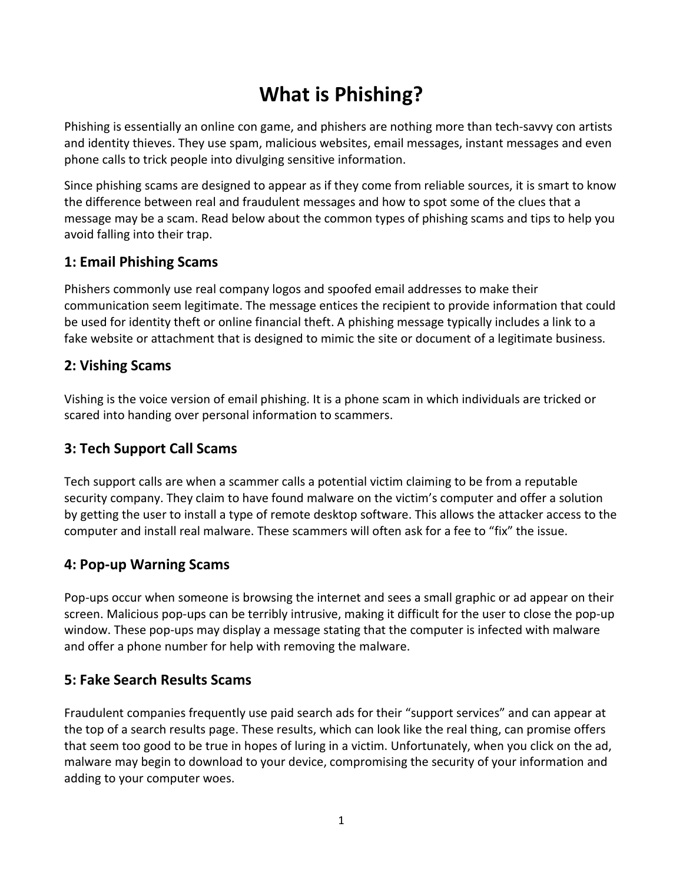# What is Phishing?

Phishing is essentially an online con game, and phishers are nothing more than tech-savvy con artists and identity thieves. They use spam, malicious websites, email messages, instant messages and even phone calls to trick people into divulging sensitive information.

Since phishing scams are designed to appear as if they come from reliable sources, it is smart to know the difference between real and fraudulent messages and how to spot some of the clues that a message may be a scam. Read below about the common types of phishing scams and tips to help you avoid falling into their trap.

## 1: Email Phishing Scams

Phishers commonly use real company logos and spoofed email addresses to make their communication seem legitimate. The message entices the recipient to provide information that could be used for identity theft or online financial theft. A phishing message typically includes a link to a fake website or attachment that is designed to mimic the site or document of a legitimate business.

## 2: Vishing Scams

Vishing is the voice version of email phishing. It is a phone scam in which individuals are tricked or scared into handing over personal information to scammers.

## 3: Tech Support Call Scams

Tech support calls are when a scammer calls a potential victim claiming to be from a reputable security company. They claim to have found malware on the victim's computer and offer a solution by getting the user to install a type of remote desktop software. This allows the attacker access to the computer and install real malware. These scammers will often ask for a fee to "fix" the issue.

## 4: Pop-up Warning Scams

Pop-ups occur when someone is browsing the internet and sees a small graphic or ad appear on their screen. Malicious pop-ups can be terribly intrusive, making it difficult for the user to close the pop-up window. These pop-ups may display a message stating that the computer is infected with malware and offer a phone number for help with removing the malware.

## 5: Fake Search Results Scams

Fraudulent companies frequently use paid search ads for their "support services" and can appear at the top of a search results page. These results, which can look like the real thing, can promise offers that seem too good to be true in hopes of luring in a victim. Unfortunately, when you click on the ad, malware may begin to download to your device, compromising the security of your information and adding to your computer woes.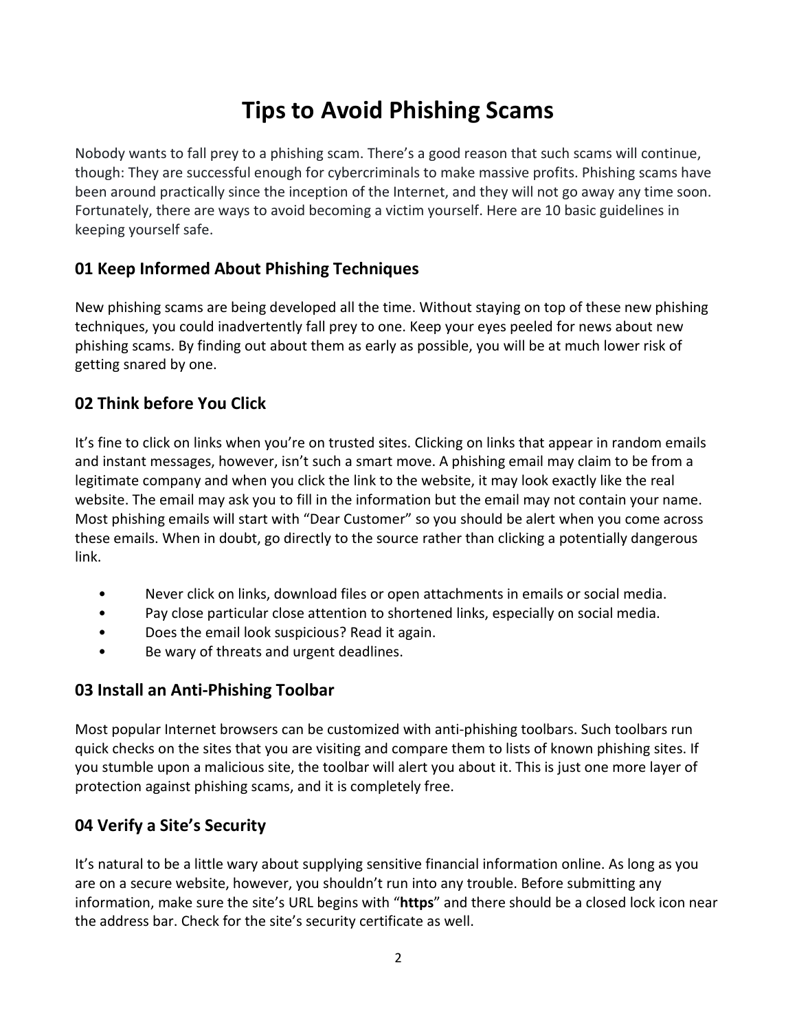# Tips to Avoid Phishing Scams

Nobody wants to fall prey to a phishing scam. There's a good reason that such scams will continue, though: They are successful enough for cybercriminals to make massive profits. Phishing scams have been around practically since the inception of the Internet, and they will not go away any time soon. Fortunately, there are ways to avoid becoming a victim yourself. Here are 10 basic guidelines in keeping yourself safe.

## 01 Keep Informed About Phishing Techniques

New phishing scams are being developed all the time. Without staying on top of these new phishing techniques, you could inadvertently fall prey to one. Keep your eyes peeled for news about new phishing scams. By finding out about them as early as possible, you will be at much lower risk of getting snared by one.

## 02 Think before You Click

It's fine to click on links when you're on trusted sites. Clicking on links that appear in random emails and instant messages, however, isn't such a smart move. A phishing email may claim to be from a legitimate company and when you click the link to the website, it may look exactly like the real website. The email may ask you to fill in the information but the email may not contain your name. Most phishing emails will start with "Dear Customer" so you should be alert when you come across these emails. When in doubt, go directly to the source rather than clicking a potentially dangerous link.

- Never click on links, download files or open attachments in emails or social media.
- Pay close particular close attention to shortened links, especially on social media.
- Does the email look suspicious? Read it again.
- Be wary of threats and urgent deadlines.

## 03 Install an Anti-Phishing Toolbar

Most popular Internet browsers can be customized with anti-phishing toolbars. Such toolbars run quick checks on the sites that you are visiting and compare them to lists of known phishing sites. If you stumble upon a malicious site, the toolbar will alert you about it. This is just one more layer of protection against phishing scams, and it is completely free.

## 04 Verify a Site's Security

It's natural to be a little wary about supplying sensitive financial information online. As long as you are on a secure website, however, you shouldn't run into any trouble. Before submitting any information, make sure the site's URL begins with "**https**" and there should be a closed lock icon near the address bar. Check for the site's security certificate as well.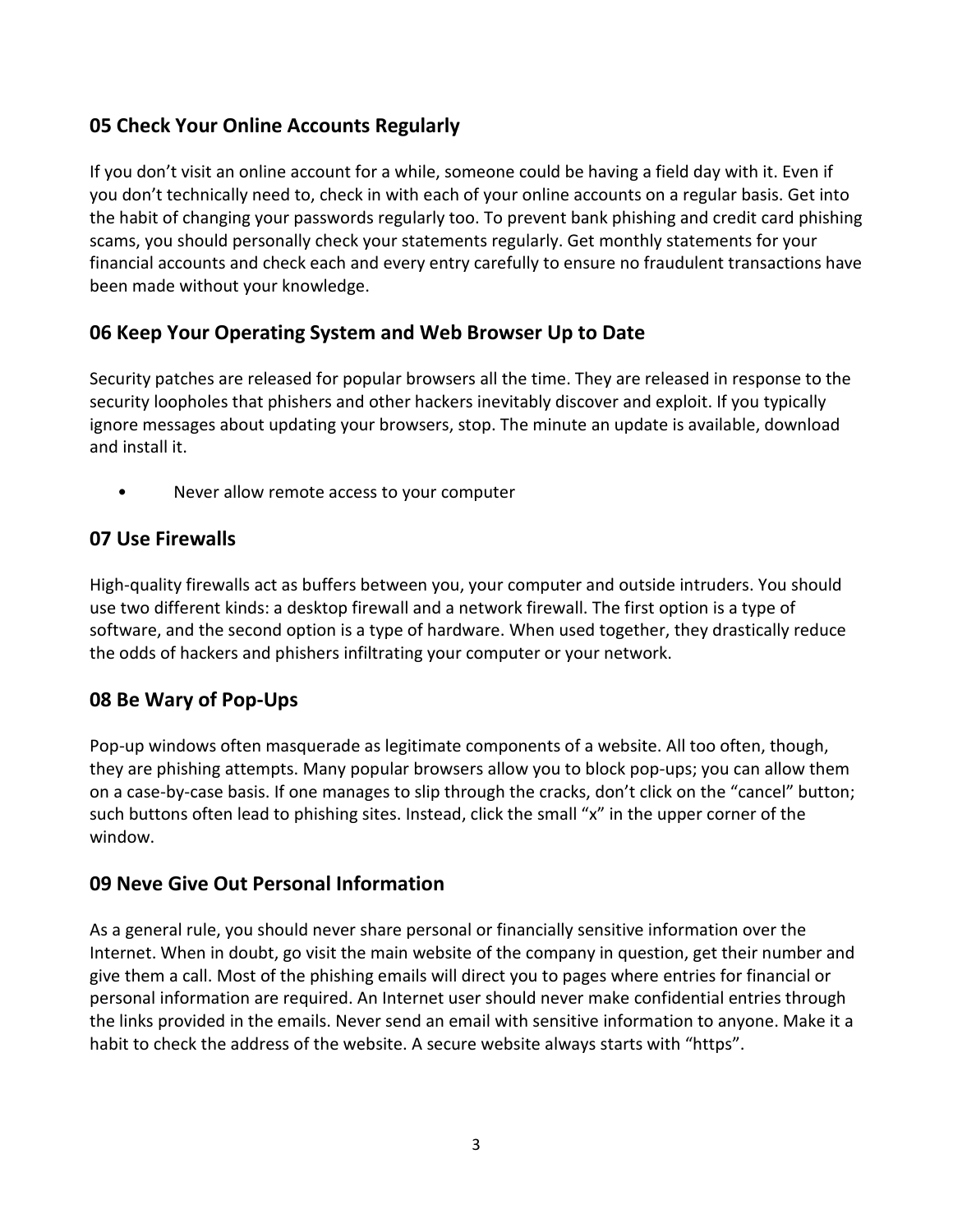## 05 Check Your Online Accounts Regularly

If you don't visit an online account for a while, someone could be having a field day with it. Even if you don't technically need to, check in with each of your online accounts on a regular basis. Get into the habit of changing your passwords regularly too. To prevent bank phishing and credit card phishing scams, you should personally check your statements regularly. Get monthly statements for your financial accounts and check each and every entry carefully to ensure no fraudulent transactions have been made without your knowledge.

## 06 Keep Your Operating System and Web Browser Up to Date

Security patches are released for popular browsers all the time. They are released in response to the security loopholes that phishers and other hackers inevitably discover and exploit. If you typically ignore messages about updating your browsers, stop. The minute an update is available, download and install it.

- Never allow remote access to your computer

## 07 Use Firewalls

High-quality firewalls act as buffers between you, your computer and outside intruders. You should use two different kinds: a desktop firewall and a network firewall. The first option is a type of software, and the second option is a type of hardware. When used together, they drastically reduce the odds of hackers and phishers infiltrating your computer or your network.

## 08 Be Wary of Pop-Ups

Pop-up windows often masquerade as legitimate components of a website. All too often, though, they are phishing attempts. Many popular browsers allow you to block pop-ups; you can allow them on a case-by-case basis. If one manages to slip through the cracks, don't click on the "cancel" button; such buttons often lead to phishing sites. Instead, click the small "x" in the upper corner of the window.

## 09 Neve Give Out Personal Information

As a general rule, you should never share personal or financially sensitive information over the Internet. When in doubt, go visit the main website of the company in question, get their number and give them a call. Most of the phishing emails will direct you to pages where entries for financial or personal information are required. An Internet user should never make confidential entries through the links provided in the emails. Never send an email with sensitive information to anyone. Make it a habit to check the address of the website. A secure website always starts with "https".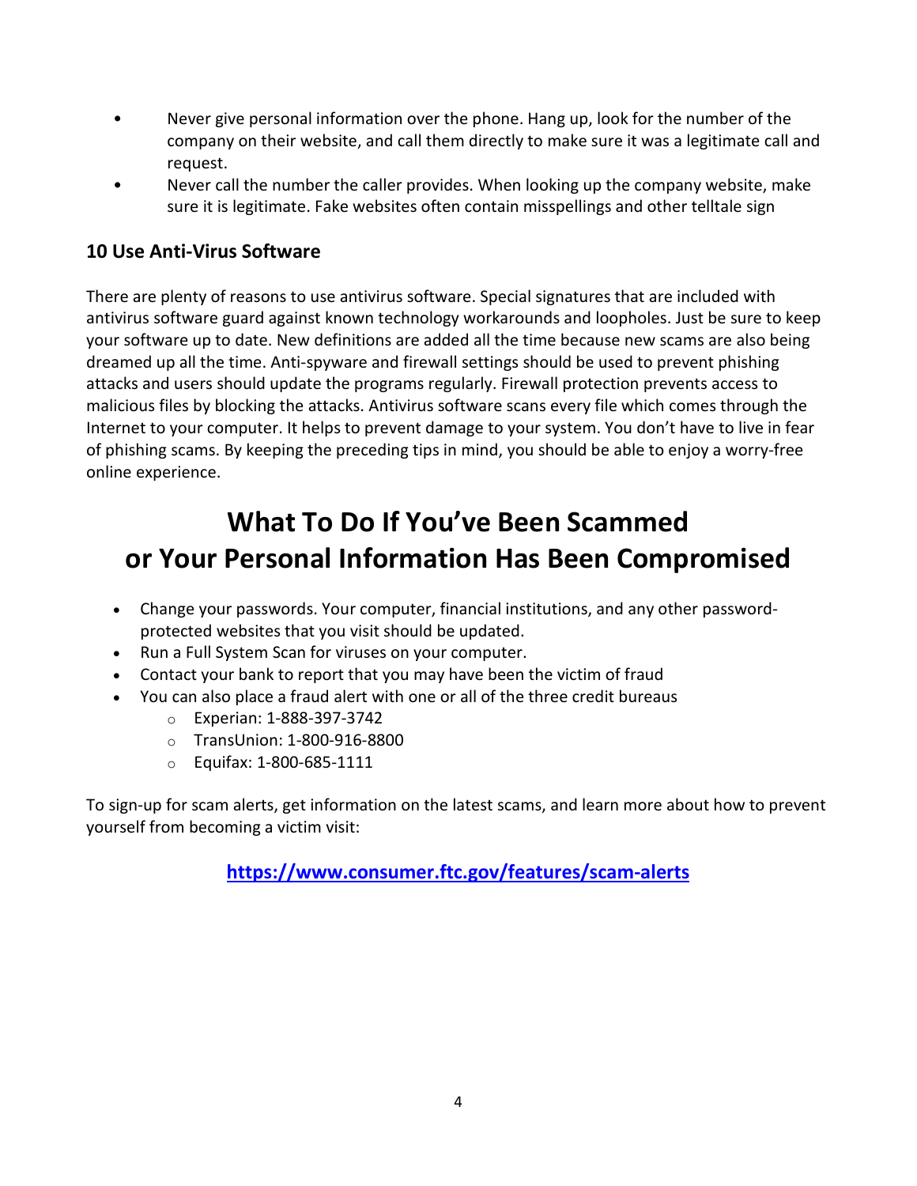- Never give personal information over the phone. Hang up, look for the number of the company on their website, and call them directly to make sure it was a legitimate call and request.
- Never call the number the caller provides. When looking up the company website, make sure it is legitimate. Fake websites often contain misspellings and other telltale sign

### 10 Use Anti-Virus Software

There are plenty of reasons to use antivirus software. Special signatures that are included with antivirus software guard against known technology workarounds and loopholes. Just be sure to keep your software up to date. New definitions are added all the time because new scams are also being dreamed up all the time. Anti-spyware and firewall settings should be used to prevent phishing attacks and users should update the programs regularly. Firewall protection prevents access to malicious files by blocking the attacks. Antivirus software scans every file which comes through the Internet to your computer. It helps to prevent damage to your system. You don't have to live in fear of phishing scams. By keeping the preceding tips in mind, you should be able to enjoy a worry-free online experience.

## What To Do If You've Been Scammed or Your Personal Information Has Been Compromised

- Change your passwords. Your computer, financial institutions, and any other password-protected websites that you visit should be updated.
- Run a Full System Scan for viruses on your computer.
- Contact your bank to report that you may have been the victim of fraud
- You can also place a fraud alert with one or all of the three credit bureaus
  - Experian: 1-888-397-3742
  - TransUnion: 1-800-916-8800
  - Equifax: 1-800-685-1111

To sign-up for scam alerts, get information on the latest scams, and learn more about how to prevent yourself from becoming a victim visit:

**https://www.consumer.ftc.gov/features/scam-alerts**